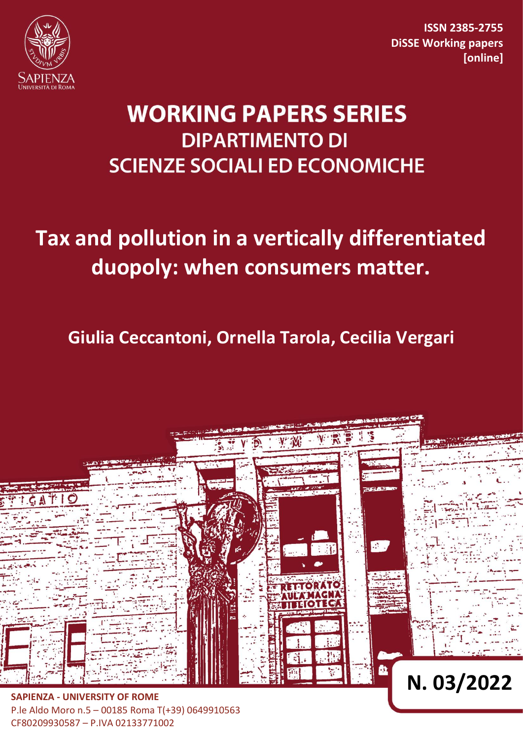ISSN 2385-2755
DiSSE Working papers
[online]

# WORKING PAPERS SERIES
## DIPARTIMENTO DI SCIENZE SOCIALI ED ECONOMICHE

# Tax and pollution in a vertically differentiated duopoly: when consumers matter.

**Giulia Ceccantoni, Ornella Tarola, Cecilia Vergari**

**N. 03/2022**

**SAPIENZA - UNIVERSITY OF ROME**
P.le Aldo Moro n.5 – 00185 Roma T(+39) 0649910563
CF80209930587 – P.IVA 02133771002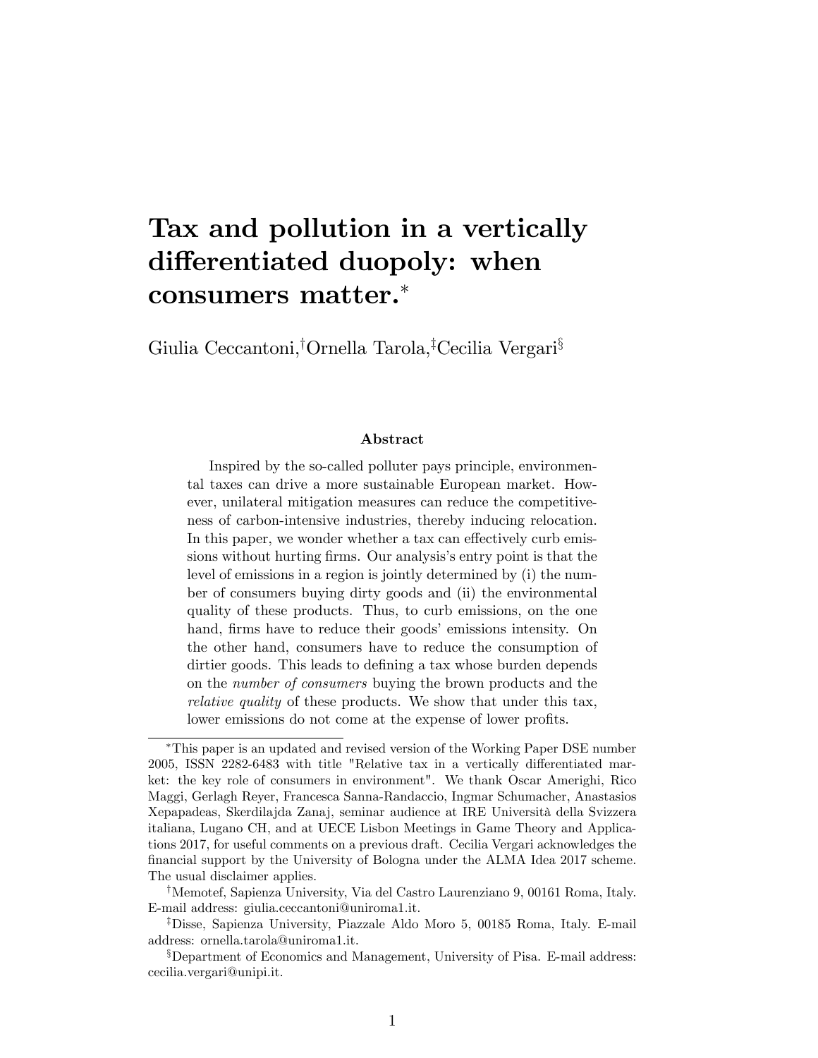# Tax and pollution in a vertically differentiated duopoly: when consumers matter.[*]

Giulia Ceccantoni,[†] Ornella Tarola,[‡] Cecilia Vergari[§]

### Abstract

Inspired by the so-called polluter pays principle, environmental taxes can drive a more sustainable European market. However, unilateral mitigation measures can reduce the competitiveness of carbon-intensive industries, thereby inducing relocation. In this paper, we wonder whether a tax can effectively curb emissions without hurting firms. Our analysis's entry point is that the level of emissions in a region is jointly determined by (i) the number of consumers buying dirty goods and (ii) the environmental quality of these products. Thus, to curb emissions, on the one hand, firms have to reduce their goods' emissions intensity. On the other hand, consumers have to reduce the consumption of dirtier goods. This leads to defining a tax whose burden depends on the *number of consumers* buying the brown products and the *relative quality* of these products. We show that under this tax, lower emissions do not come at the expense of lower profits.

---

[*]This paper is an updated and revised version of the Working Paper DSE number 2005, ISSN 2282-6483 with title "Relative tax in a vertically differentiated market: the key role of consumers in environment". We thank Oscar Amerighi, Rico Maggi, Gerlagh Reyer, Francesca Sanna-Randaccio, Ingmar Schumacher, Anastasios Xepapadeas, Skerdilajda Zanaj, seminar audience at IRE Università della Svizzera italiana, Lugano CH, and at UECE Lisbon Meetings in Game Theory and Applications 2017, for useful comments on a previous draft. Cecilia Vergari acknowledges the financial support by the University of Bologna under the ALMA Idea 2017 scheme. The usual disclaimer applies.

[†]Memotef, Sapienza University, Via del Castro Laurenziano 9, 00161 Roma, Italy. E-mail address: giulia.ceccantoni@uniroma1.it.

[‡]Disse, Sapienza University, Piazzale Aldo Moro 5, 00185 Roma, Italy. E-mail address: ornella.tarola@uniroma1.it.

[§]Department of Economics and Management, University of Pisa. E-mail address: cecilia.vergari@unipi.it.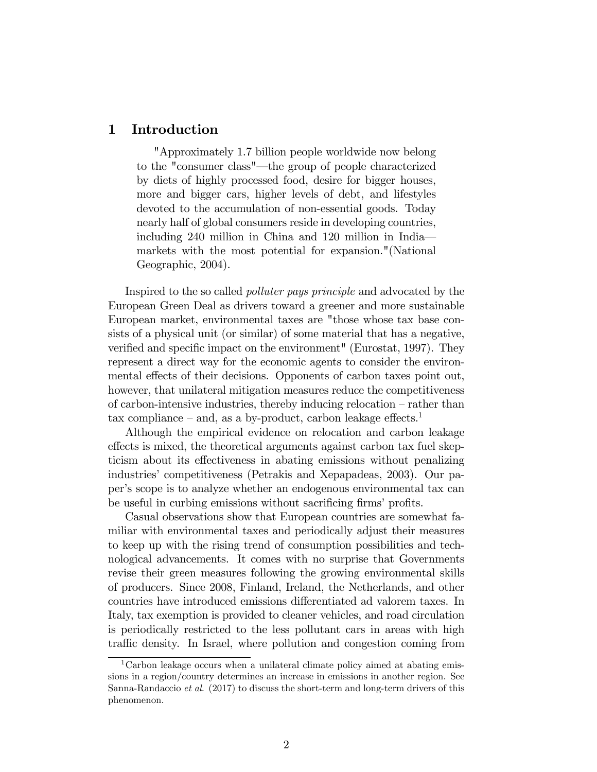# 1 Introduction

> "Approximately 1.7 billion people worldwide now belong to the "consumer class"—the group of people characterized by diets of highly processed food, desire for bigger houses, more and bigger cars, higher levels of debt, and lifestyles devoted to the accumulation of non-essential goods. Today nearly half of global consumers reside in developing countries, including 240 million in China and 120 million in India—markets with the most potential for expansion."(National Geographic, 2004).

Inspired to the so called *polluter pays principle* and advocated by the European Green Deal as drivers toward a greener and more sustainable European market, environmental taxes are "those whose tax base consists of a physical unit (or similar) of some material that has a negative, verified and specific impact on the environment" (Eurostat, 1997). They represent a direct way for the economic agents to consider the environmental effects of their decisions. Opponents of carbon taxes point out, however, that unilateral mitigation measures reduce the competitiveness of carbon-intensive industries, thereby inducing relocation – rather than tax compliance – and, as a by-product, carbon leakage effects.[1]

Although the empirical evidence on relocation and carbon leakage effects is mixed, the theoretical arguments against carbon tax fuel skepticism about its effectiveness in abating emissions without penalizing industries' competitiveness (Petrakis and Xepapadeas, 2003). Our paper's scope is to analyze whether an endogenous environmental tax can be useful in curbing emissions without sacrificing firms' profits.

Casual observations show that European countries are somewhat familiar with environmental taxes and periodically adjust their measures to keep up with the rising trend of consumption possibilities and technological advancements. It comes with no surprise that Governments revise their green measures following the growing environmental skills of producers. Since 2008, Finland, Ireland, the Netherlands, and other countries have introduced emissions differentiated ad valorem taxes. In Italy, tax exemption is provided to cleaner vehicles, and road circulation is periodically restricted to the less pollutant cars in areas with high traffic density. In Israel, where pollution and congestion coming from

[1] Carbon leakage occurs when a unilateral climate policy aimed at abating emissions in a region/country determines an increase in emissions in another region. See Sanna-Randaccio *et al.* (2017) to discuss the short-term and long-term drivers of this phenomenon.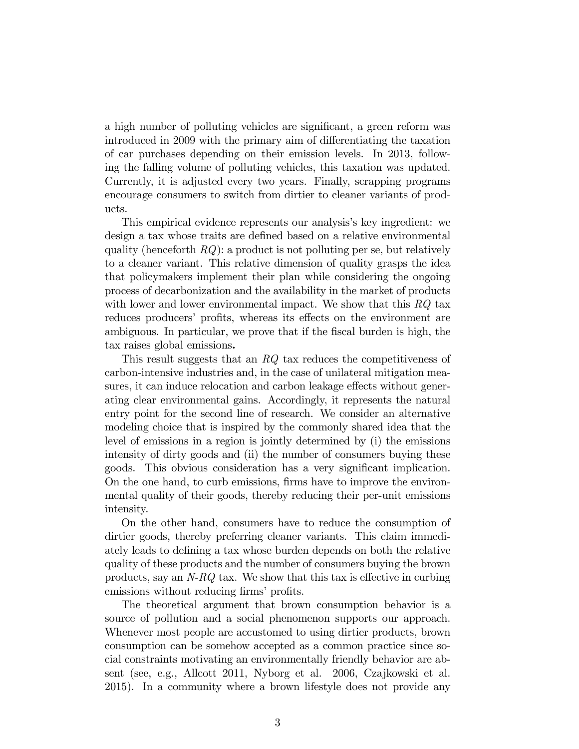a high number of polluting vehicles are significant, a green reform was introduced in 2009 with the primary aim of differentiating the taxation of car purchases depending on their emission levels. In 2013, following the falling volume of polluting vehicles, this taxation was updated. Currently, it is adjusted every two years. Finally, scrapping programs encourage consumers to switch from dirtier to cleaner variants of products.

This empirical evidence represents our analysis's key ingredient: we design a tax whose traits are defined based on a relative environmental quality (henceforth $RQ$): a product is not polluting per se, but relatively to a cleaner variant. This relative dimension of quality grasps the idea that policymakers implement their plan while considering the ongoing process of decarbonization and the availability in the market of products with lower and lower environmental impact. We show that this $RQ$ tax reduces producers' profits, whereas its effects on the environment are ambiguous. In particular, we prove that if the fiscal burden is high, the tax raises global emissions**.**

This result suggests that an $RQ$ tax reduces the competitiveness of carbon-intensive industries and, in the case of unilateral mitigation measures, it can induce relocation and carbon leakage effects without generating clear environmental gains. Accordingly, it represents the natural entry point for the second line of research. We consider an alternative modeling choice that is inspired by the commonly shared idea that the level of emissions in a region is jointly determined by (i) the emissions intensity of dirty goods and (ii) the number of consumers buying these goods. This obvious consideration has a very significant implication. On the one hand, to curb emissions, firms have to improve the environmental quality of their goods, thereby reducing their per-unit emissions intensity.

On the other hand, consumers have to reduce the consumption of dirtier goods, thereby preferring cleaner variants. This claim immediately leads to defining a tax whose burden depends on both the relative quality of these products and the number of consumers buying the brown products, say an $N$-$RQ$ tax. We show that this tax is effective in curbing emissions without reducing firms' profits.

The theoretical argument that brown consumption behavior is a source of pollution and a social phenomenon supports our approach. Whenever most people are accustomed to using dirtier products, brown consumption can be somehow accepted as a common practice since social constraints motivating an environmentally friendly behavior are absent (see, e.g., Allcott 2011, Nyborg et al. 2006, Czajkowski et al. 2015). In a community where a brown lifestyle does not provide any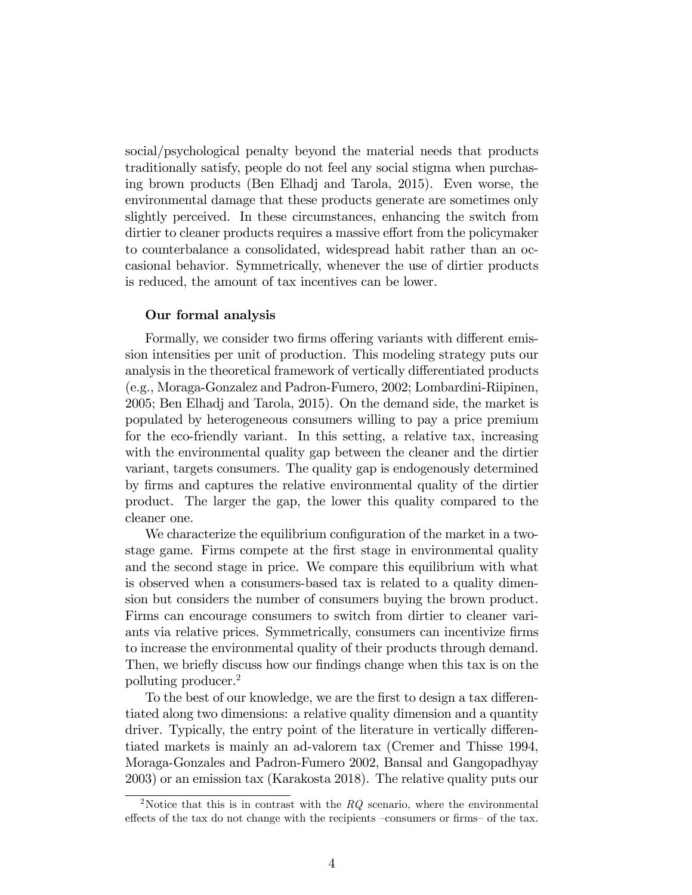social/psychological penalty beyond the material needs that products traditionally satisfy, people do not feel any social stigma when purchasing brown products (Ben Elhadj and Tarola, 2015). Even worse, the environmental damage that these products generate are sometimes only slightly perceived. In these circumstances, enhancing the switch from dirtier to cleaner products requires a massive effort from the policymaker to counterbalance a consolidated, widespread habit rather than an occasional behavior. Symmetrically, whenever the use of dirtier products is reduced, the amount of tax incentives can be lower.

**Our formal analysis**

Formally, we consider two firms offering variants with different emission intensities per unit of production. This modeling strategy puts our analysis in the theoretical framework of vertically differentiated products (e.g., Moraga-Gonzalez and Padron-Fumero, 2002; Lombardini-Riipinen, 2005; Ben Elhadj and Tarola, 2015). On the demand side, the market is populated by heterogeneous consumers willing to pay a price premium for the eco-friendly variant. In this setting, a relative tax, increasing with the environmental quality gap between the cleaner and the dirtier variant, targets consumers. The quality gap is endogenously determined by firms and captures the relative environmental quality of the dirtier product. The larger the gap, the lower this quality compared to the cleaner one.

We characterize the equilibrium configuration of the market in a two-stage game. Firms compete at the first stage in environmental quality and the second stage in price. We compare this equilibrium with what is observed when a consumers-based tax is related to a quality dimension but considers the number of consumers buying the brown product. Firms can encourage consumers to switch from dirtier to cleaner variants via relative prices. Symmetrically, consumers can incentivize firms to increase the environmental quality of their products through demand. Then, we briefly discuss how our findings change when this tax is on the polluting producer.[2]

To the best of our knowledge, we are the first to design a tax differentiated along two dimensions: a relative quality dimension and a quantity driver. Typically, the entry point of the literature in vertically differentiated markets is mainly an ad-valorem tax (Cremer and Thisse 1994, Moraga-Gonzales and Padron-Fumero 2002, Bansal and Gangopadhyay 2003) or an emission tax (Karakosta 2018). The relative quality puts our

[2] Notice that this is in contrast with the $RQ$ scenario, where the environmental effects of the tax do not change with the recipients –consumers or firms– of the tax.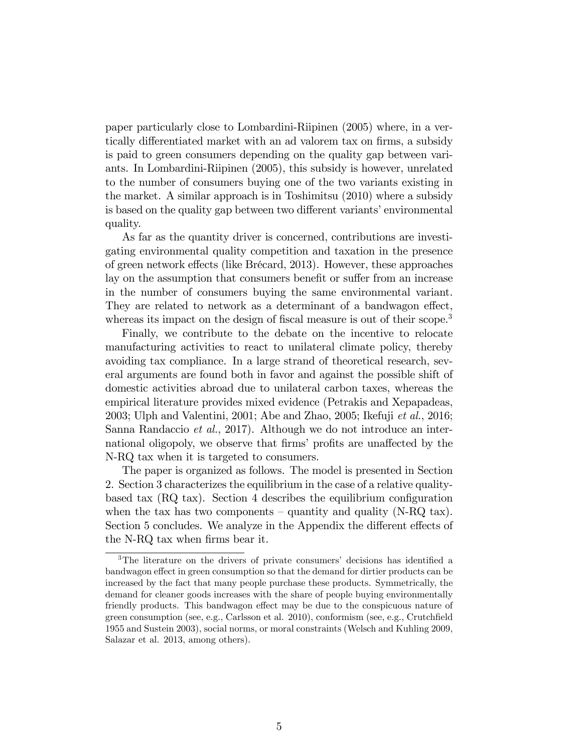paper particularly close to Lombardini-Riipinen (2005) where, in a vertically differentiated market with an ad valorem tax on firms, a subsidy is paid to green consumers depending on the quality gap between variants. In Lombardini-Riipinen (2005), this subsidy is however, unrelated to the number of consumers buying one of the two variants existing in the market. A similar approach is in Toshimitsu (2010) where a subsidy is based on the quality gap between two different variants' environmental quality.

As far as the quantity driver is concerned, contributions are investigating environmental quality competition and taxation in the presence of green network effects (like Brécard, 2013). However, these approaches lay on the assumption that consumers benefit or suffer from an increase in the number of consumers buying the same environmental variant. They are related to network as a determinant of a bandwagon effect, whereas its impact on the design of fiscal measure is out of their scope.[3]

Finally, we contribute to the debate on the incentive to relocate manufacturing activities to react to unilateral climate policy, thereby avoiding tax compliance. In a large strand of theoretical research, several arguments are found both in favor and against the possible shift of domestic activities abroad due to unilateral carbon taxes, whereas the empirical literature provides mixed evidence (Petrakis and Xepapadeas, 2003; Ulph and Valentini, 2001; Abe and Zhao, 2005; Ikefuji *et al.*, 2016; Sanna Randaccio *et al.*, 2017). Although we do not introduce an international oligopoly, we observe that firms' profits are unaffected by the N-RQ tax when it is targeted to consumers.

The paper is organized as follows. The model is presented in Section 2. Section 3 characterizes the equilibrium in the case of a relative quality-based tax (RQ tax). Section 4 describes the equilibrium configuration when the tax has two components – quantity and quality (N-RQ tax). Section 5 concludes. We analyze in the Appendix the different effects of the N-RQ tax when firms bear it.

---

[3] The literature on the drivers of private consumers' decisions has identified a bandwagon effect in green consumption so that the demand for dirtier products can be increased by the fact that many people purchase these products. Symmetrically, the demand for cleaner goods increases with the share of people buying environmentally friendly products. This bandwagon effect may be due to the conspicuous nature of green consumption (see, e.g., Carlsson et al. 2010), conformism (see, e.g., Crutchfield 1955 and Sustein 2003), social norms, or moral constraints (Welsch and Kuhling 2009, Salazar et al. 2013, among others).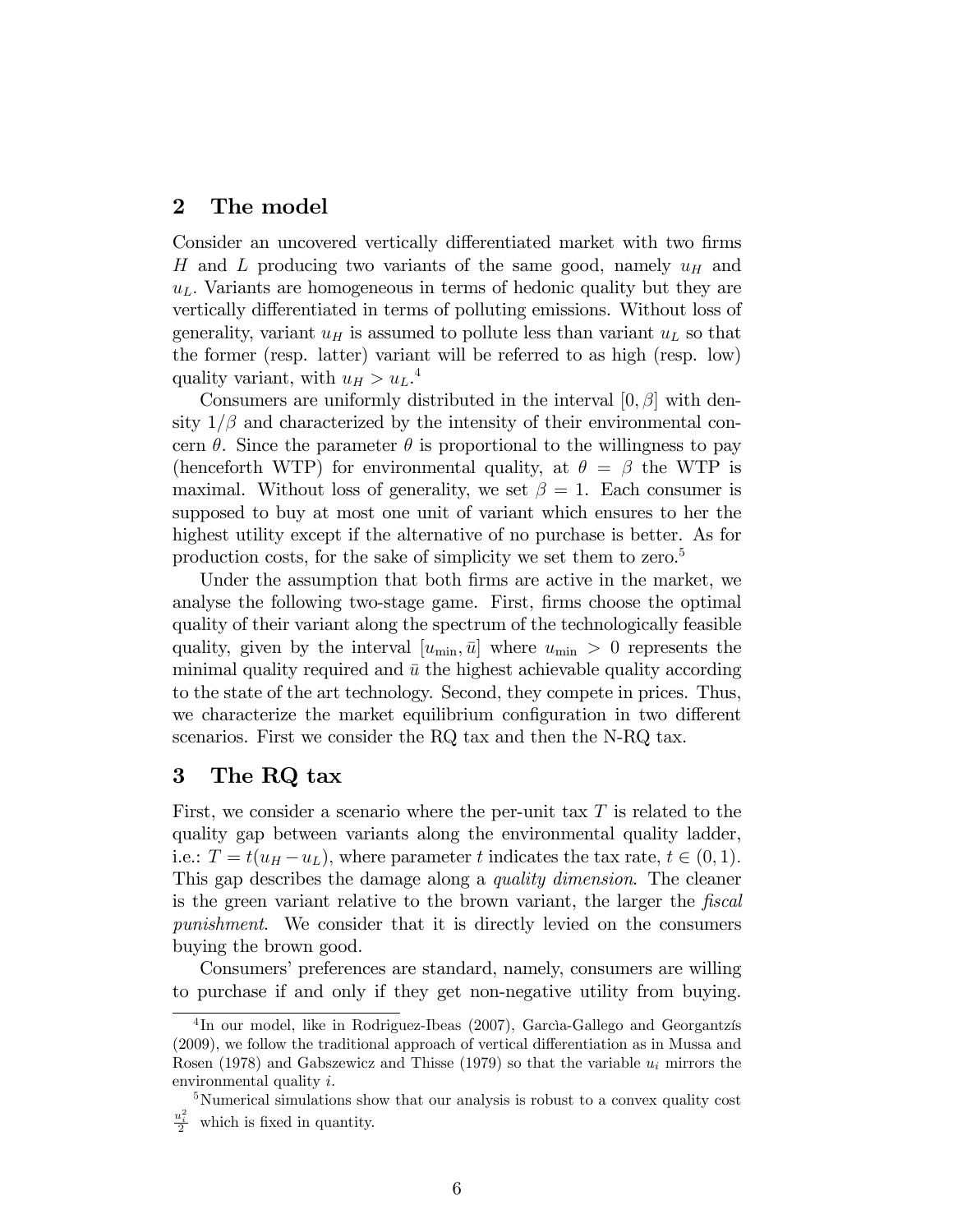## 2 The model

Consider an uncovered vertically differentiated market with two firms $H$ and $L$ producing two variants of the same good, namely $u_H$ and $u_L$. Variants are homogeneous in terms of hedonic quality but they are vertically differentiated in terms of polluting emissions. Without loss of generality, variant $u_H$ is assumed to pollute less than variant $u_L$ so that the former (resp. latter) variant will be referred to as high (resp. low) quality variant, with $u_H > u_L$.[4]

Consumers are uniformly distributed in the interval $[0, \beta]$ with density $1/\beta$ and characterized by the intensity of their environmental concern $\theta$. Since the parameter $\theta$ is proportional to the willingness to pay (henceforth WTP) for environmental quality, at $\theta = \beta$ the WTP is maximal. Without loss of generality, we set $\beta = 1$. Each consumer is supposed to buy at most one unit of variant which ensures to her the highest utility except if the alternative of no purchase is better. As for production costs, for the sake of simplicity we set them to zero.[5]

Under the assumption that both firms are active in the market, we analyse the following two-stage game. First, firms choose the optimal quality of their variant along the spectrum of the technologically feasible quality, given by the interval $[u_{\min}, \bar{u}]$ where $u_{\min} > 0$ represents the minimal quality required and $\bar{u}$ the highest achievable quality according to the state of the art technology. Second, they compete in prices. Thus, we characterize the market equilibrium configuration in two different scenarios. First we consider the RQ tax and then the N-RQ tax.

## 3 The RQ tax

First, we consider a scenario where the per-unit tax $T$ is related to the quality gap between variants along the environmental quality ladder, i.e.: $T = t(u_H - u_L)$, where parameter $t$ indicates the tax rate, $t \in (0, 1)$. This gap describes the damage along a *quality dimension*. The cleaner is the green variant relative to the brown variant, the larger the *fiscal punishment*. We consider that it is directly levied on the consumers buying the brown good.

Consumers' preferences are standard, namely, consumers are willing to purchase if and only if they get non-negative utility from buying.

[4]In our model, like in Rodriguez-Ibeas (2007), Garcìa-Gallego and Georgantzís (2009), we follow the traditional approach of vertical differentiation as in Mussa and Rosen (1978) and Gabszewicz and Thisse (1979) so that the variable $u_i$ mirrors the environmental quality $i$.

[5]Numerical simulations show that our analysis is robust to a convex quality cost $\frac{u_i^2}{2}$ which is fixed in quantity.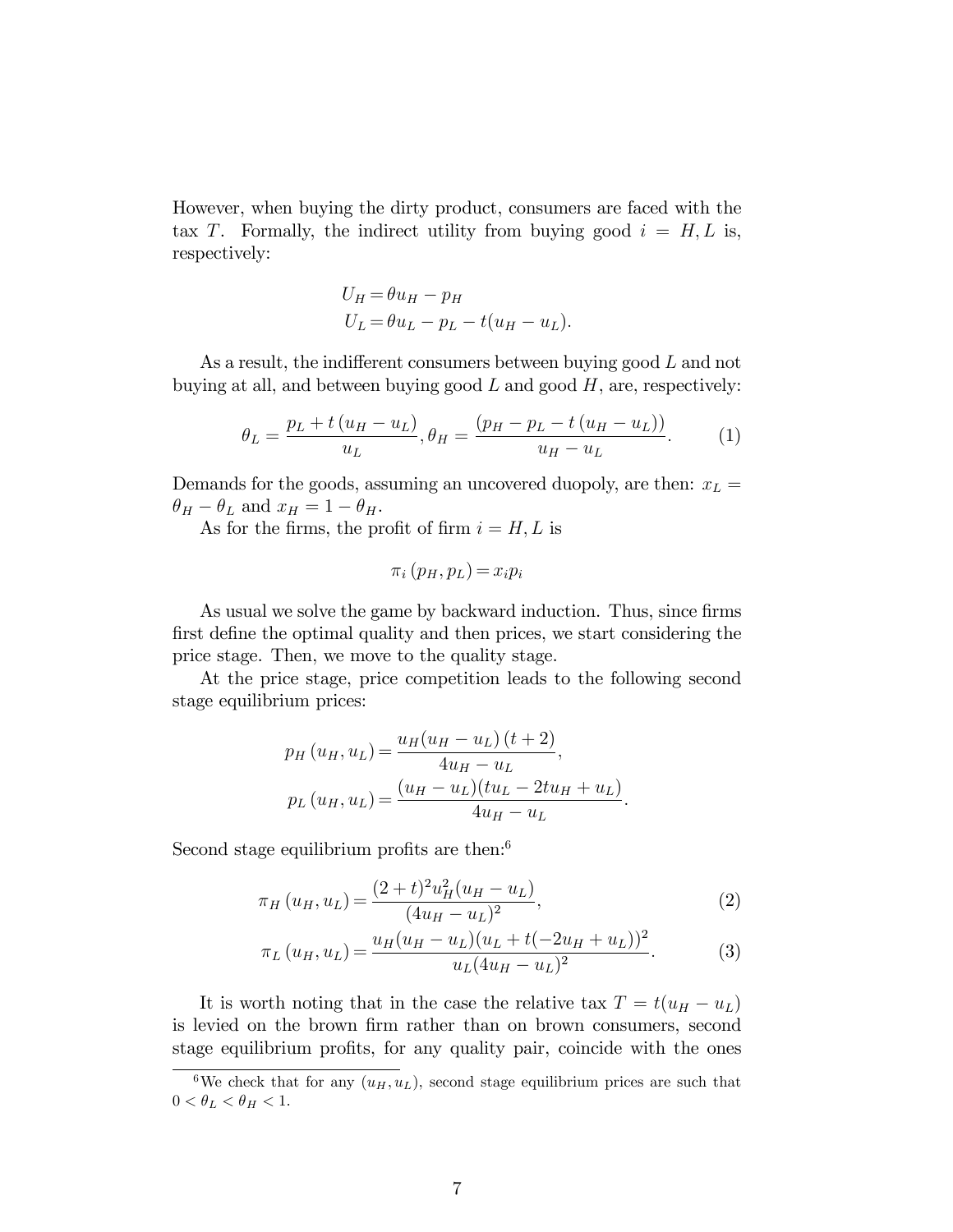However, when buying the dirty product, consumers are faced with the tax $T$. Formally, the indirect utility from buying good $i = H, L$ is, respectively:

$$
\begin{aligned}
U_H &= \theta u_H - p_H \\
U_L &= \theta u_L - p_L - t(u_H - u_L).
\end{aligned}
$$

As a result, the indifferent consumers between buying good $L$ and not buying at all, and between buying good $L$ and good $H$, are, respectively:

$$
\theta_L = \frac{p_L + t\left(u_H - u_L\right)}{u_L}, \theta_H = \frac{\left(p_H - p_L - t\left(u_H - u_L\right)\right)}{u_H - u_L}. \tag{1}
$$

Demands for the goods, assuming an uncovered duopoly, are then: $x_L = \theta_H - \theta_L$ and $x_H = 1 - \theta_H$.

As for the firms, the profit of firm $i = H, L$ is

$$
\pi_i\left(p_H, p_L\right) = x_i p_i
$$

As usual we solve the game by backward induction. Thus, since firms first define the optimal quality and then prices, we start considering the price stage. Then, we move to the quality stage.

At the price stage, price competition leads to the following second stage equilibrium prices:

$$
\begin{aligned}
p_H\left(u_H, u_L\right) &= \frac{u_H(u_H - u_L)\left(t + 2\right)}{4u_H - u_L}, \\
p_L\left(u_H, u_L\right) &= \frac{(u_H - u_L)(tu_L - 2tu_H + u_L)}{4u_H - u_L}.
\end{aligned}
$$

Second stage equilibrium profits are then:[6]

$$
\pi_H\left(u_H, u_L\right) = \frac{(2+t)^2 u_H^2 (u_H - u_L)}{(4u_H - u_L)^2}, \tag{2}
$$

$$
\pi_L\left(u_H, u_L\right) = \frac{u_H(u_H - u_L)(u_L + t(-2u_H + u_L))^2}{u_L(4u_H - u_L)^2}. \tag{3}
$$

It is worth noting that in the case the relative tax $T = t(u_H - u_L)$ is levied on the brown firm rather than on brown consumers, second stage equilibrium profits, for any quality pair, coincide with the ones

[6] We check that for any $(u_H, u_L)$, second stage equilibrium prices are such that $0 < \theta_L < \theta_H < 1$.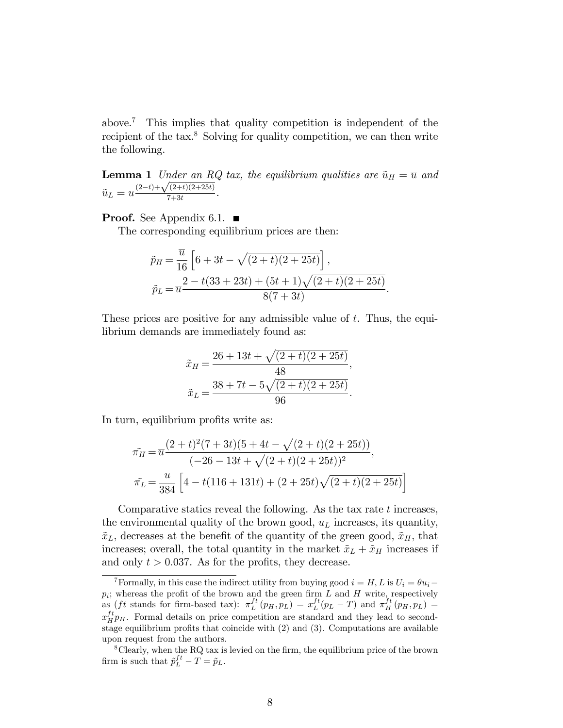above.[7] This implies that quality competition is independent of the recipient of the tax.[8] Solving for quality competition, we can then write the following.

**Lemma 1** *Under an RQ tax, the equilibrium qualities are* $\tilde{u}_H = \overline{u}$ *and* $\tilde{u}_L = \overline{u}\frac{(2-t)+\sqrt{(2+t)(2+25t)}}{7+3t}$.

**Proof.** See Appendix 6.1. ■

The corresponding equilibrium prices are then:

$$\tilde{p}_H = \frac{\overline{u}}{16}\left[6 + 3t - \sqrt{(2+t)(2+25t)}\right],$$

$$\tilde{p}_L = \overline{u}\frac{2 - t(33+23t) + (5t+1)\sqrt{(2+t)(2+25t)}}{8(7+3t)}.$$

These prices are positive for any admissible value of $t$. Thus, the equilibrium demands are immediately found as:

$$\tilde{x}_H = \frac{26 + 13t + \sqrt{(2+t)(2+25t)}}{48},$$

$$\tilde{x}_L = \frac{38 + 7t - 5\sqrt{(2+t)(2+25t)}}{96}.$$

In turn, equilibrium profits write as:

$$\tilde{\pi_H} = \overline{u}\frac{(2+t)^2(7+3t)(5+4t-\sqrt{(2+t)(2+25t)})}{(-26-13t+\sqrt{(2+t)(2+25t)})^2},$$

$$\tilde{\pi_L} = \frac{\overline{u}}{384}\left[4 - t(116+131t) + (2+25t)\sqrt{(2+t)(2+25t)}\right]$$

Comparative statics reveal the following. As the tax rate $t$ increases, the environmental quality of the brown good, $u_L$ increases, its quantity, $\tilde{x}_L$, decreases at the benefit of the quantity of the green good, $\tilde{x}_H$, that increases; overall, the total quantity in the market $\tilde{x}_L + \tilde{x}_H$ increases if and only $t > 0.037$. As for the profits, they decrease.

---

[7] Formally, in this case the indirect utility from buying good $i = H, L$ is $U_i = \theta u_i - p_i$; whereas the profit of the brown and the green firm $L$ and $H$ write, respectively as ($ft$ stands for firm-based tax): $\pi_L^{ft}(p_H, p_L) = x_L^{ft}(p_L - T)$ and $\pi_H^{ft}(p_H, p_L) = x_H^{ft} p_H$. Formal details on price competition are standard and they lead to second-stage equilibrium profits that coincide with (2) and (3). Computations are available upon request from the authors.

[8] Clearly, when the RQ tax is levied on the firm, the equilibrium price of the brown firm is such that $\tilde{p}_L^{ft} - T = \tilde{p}_L$.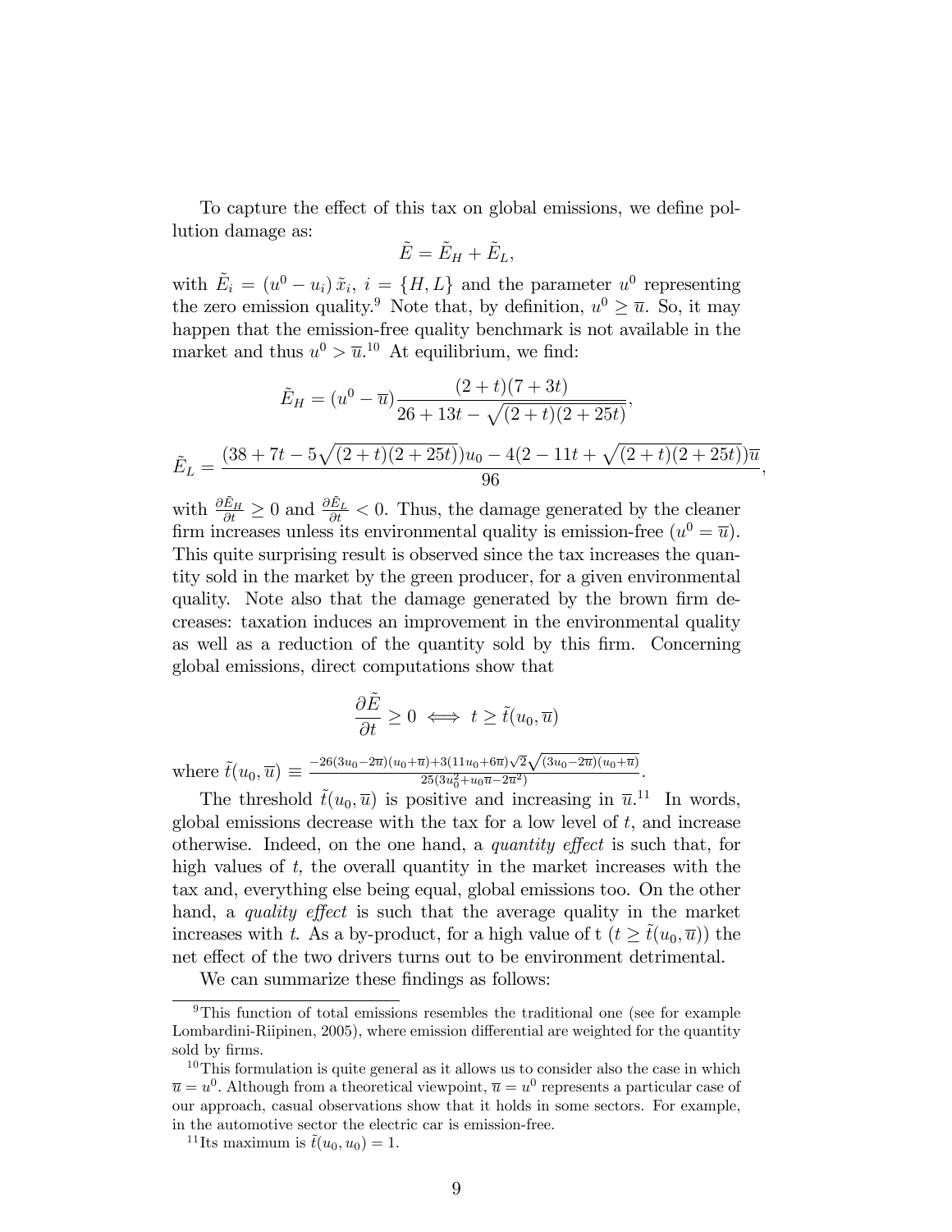To capture the effect of this tax on global emissions, we define pollution damage as:

$$\tilde{E} = \tilde{E}_H + \tilde{E}_L,$$

with $\tilde{E}_i = (u^0 - u_i)\,\tilde{x}_i$, $i = \{H, L\}$ and the parameter $u^0$ representing the zero emission quality.[9] Note that, by definition, $u^0 \geq \overline{u}$. So, it may happen that the emission-free quality benchmark is not available in the market and thus $u^0 > \overline{u}$.[10] At equilibrium, we find:

$$\tilde{E}_H = (u^0 - \overline{u})\frac{(2+t)(7+3t)}{26 + 13t - \sqrt{(2+t)(2+25t)}},$$

$$\tilde{E}_L = \frac{(38 + 7t - 5\sqrt{(2+t)(2+25t)})u_0 - 4(2 - 11t + \sqrt{(2+t)(2+25t)})\overline{u}}{96},$$

with $\frac{\partial \tilde{E}_H}{\partial t} \geq 0$ and $\frac{\partial \tilde{E}_L}{\partial t} < 0$. Thus, the damage generated by the cleaner firm increases unless its environmental quality is emission-free ($u^0 = \overline{u}$). This quite surprising result is observed since the tax increases the quantity sold in the market by the green producer, for a given environmental quality. Note also that the damage generated by the brown firm decreases: taxation induces an improvement in the environmental quality as well as a reduction of the quantity sold by this firm. Concerning global emissions, direct computations show that

$$\frac{\partial \tilde{E}}{\partial t} \geq 0 \iff t \geq \tilde{t}(u_0, \overline{u})$$

where $\tilde{t}(u_0, \overline{u}) \equiv \frac{-26(3u_0 - 2\overline{u})(u_0 + \overline{u}) + 3(11u_0 + 6\overline{u})\sqrt{2}\sqrt{(3u_0 - 2\overline{u})(u_0 + \overline{u})}}{25(3u_0^2 + u_0\overline{u} - 2\overline{u}^2)}$.

The threshold $\tilde{t}(u_0, \overline{u})$ is positive and increasing in $\overline{u}$.[11] In words, global emissions decrease with the tax for a low level of $t$, and increase otherwise. Indeed, on the one hand, a *quantity effect* is such that, for high values of $t$, the overall quantity in the market increases with the tax and, everything else being equal, global emissions too. On the other hand, a *quality effect* is such that the average quality in the market increases with $t$. As a by-product, for a high value of t ($t \geq \tilde{t}(u_0, \overline{u})$) the net effect of the two drivers turns out to be environment detrimental.

We can summarize these findings as follows:

---

[9] This function of total emissions resembles the traditional one (see for example Lombardini-Riipinen, 2005), where emission differential are weighted for the quantity sold by firms.

[10] This formulation is quite general as it allows us to consider also the case in which $\overline{u} = u^0$. Although from a theoretical viewpoint, $\overline{u} = u^0$ represents a particular case of our approach, casual observations show that it holds in some sectors. For example, in the automotive sector the electric car is emission-free.

[11] Its maximum is $\tilde{t}(u_0, u_0) = 1$.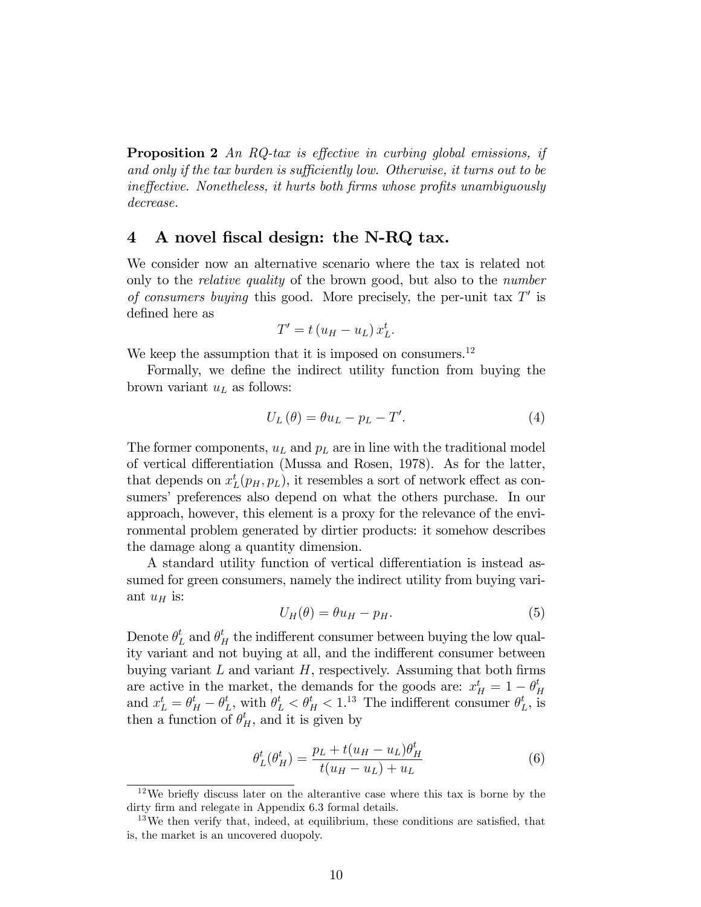**Proposition 2** *An RQ-tax is effective in curbing global emissions, if and only if the tax burden is sufficiently low. Otherwise, it turns out to be ineffective. Nonetheless, it hurts both firms whose profits unambiguously decrease.*

## 4 A novel fiscal design: the N-RQ tax.

We consider now an alternative scenario where the tax is related not only to the *relative quality* of the brown good, but also to the *number of consumers buying* this good. More precisely, the per-unit tax $T'$ is defined here as

$$T' = t\,(u_H - u_L)\,x_L^t.$$

We keep the assumption that it is imposed on consumers.[12]

Formally, we define the indirect utility function from buying the brown variant $u_L$ as follows:

$$U_L(\theta) = \theta u_L - p_L - T'. \tag{4}$$

The former components, $u_L$ and $p_L$ are in line with the traditional model of vertical differentiation (Mussa and Rosen, 1978). As for the latter, that depends on $x_L^t(p_H, p_L)$, it resembles a sort of network effect as consumers' preferences also depend on what the others purchase. In our approach, however, this element is a proxy for the relevance of the environmental problem generated by dirtier products: it somehow describes the damage along a quantity dimension.

A standard utility function of vertical differentiation is instead assumed for green consumers, namely the indirect utility from buying variant $u_H$ is:

$$U_H(\theta) = \theta u_H - p_H. \tag{5}$$

Denote $\theta_L^t$ and $\theta_H^t$ the indifferent consumer between buying the low quality variant and not buying at all, and the indifferent consumer between buying variant $L$ and variant $H$, respectively. Assuming that both firms are active in the market, the demands for the goods are: $x_H^t = 1 - \theta_H^t$ and $x_L^t = \theta_H^t - \theta_L^t$, with $\theta_L^t < \theta_H^t < 1$.[13] The indifferent consumer $\theta_L^t$, is then a function of $\theta_H^t$, and it is given by

$$\theta_L^t(\theta_H^t) = \frac{p_L + t(u_H - u_L)\theta_H^t}{t(u_H - u_L) + u_L} \tag{6}$$

---

[12] We briefly discuss later on the alterantive case where this tax is borne by the dirty firm and relegate in Appendix 6.3 formal details.

[13] We then verify that, indeed, at equilibrium, these conditions are satisfied, that is, the market is an uncovered duopoly.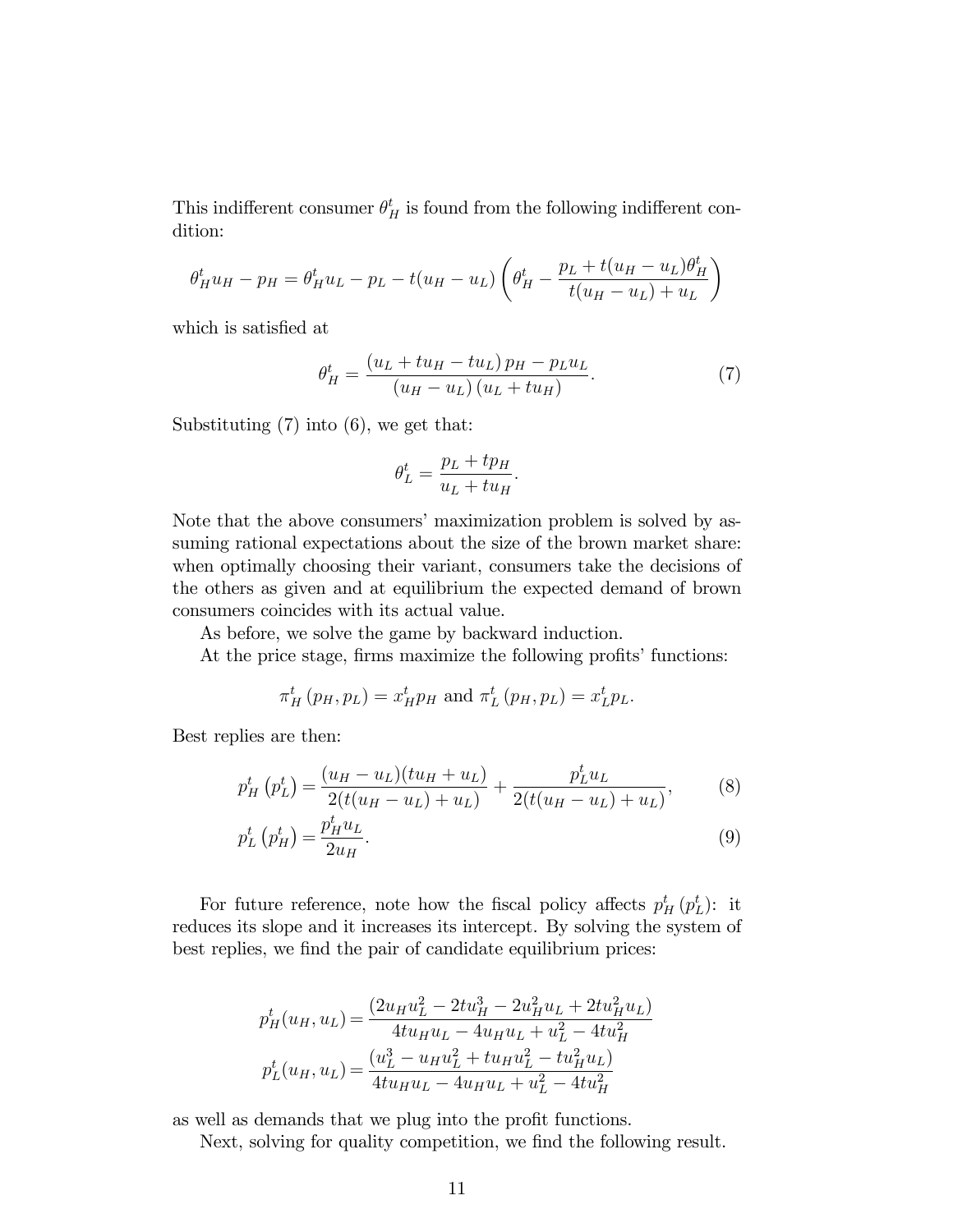This indifferent consumer $\theta_H^t$ is found from the following indifferent condition:

$$\theta_H^t u_H - p_H = \theta_H^t u_L - p_L - t(u_H - u_L)\left(\theta_H^t - \frac{p_L + t(u_H - u_L)\theta_H^t}{t(u_H - u_L) + u_L}\right)$$

which is satisfied at

$$\theta_H^t = \frac{(u_L + tu_H - tu_L)\, p_H - p_L u_L}{(u_H - u_L)\,(u_L + tu_H)}. \tag{7}$$

Substituting (7) into (6), we get that:

$$\theta_L^t = \frac{p_L + tp_H}{u_L + tu_H}.$$

Note that the above consumers' maximization problem is solved by assuming rational expectations about the size of the brown market share: when optimally choosing their variant, consumers take the decisions of the others as given and at equilibrium the expected demand of brown consumers coincides with its actual value.

As before, we solve the game by backward induction.

At the price stage, firms maximize the following profits' functions:

$$\pi_H^t\,(p_H, p_L) = x_H^t p_H \text{ and } \pi_L^t\,(p_H, p_L) = x_L^t p_L.$$

Best replies are then:

$$p_H^t\,(p_L^t) = \frac{(u_H - u_L)(tu_H + u_L)}{2(t(u_H - u_L) + u_L)} + \frac{p_L^t u_L}{2(t(u_H - u_L) + u_L)}, \tag{8}$$

$$p_L^t\,(p_H^t) = \frac{p_H^t u_L}{2u_H}. \tag{9}$$

For future reference, note how the fiscal policy affects $p_H^t\,(p_L^t)$: it reduces its slope and it increases its intercept. By solving the system of best replies, we find the pair of candidate equilibrium prices:

$$p_H^t(u_H, u_L) = \frac{(2u_H u_L^2 - 2tu_H^3 - 2u_H^2 u_L + 2tu_H^2 u_L)}{4tu_H u_L - 4u_H u_L + u_L^2 - 4tu_H^2}$$

$$p_L^t(u_H, u_L) = \frac{(u_L^3 - u_H u_L^2 + tu_H u_L^2 - tu_H^2 u_L)}{4tu_H u_L - 4u_H u_L + u_L^2 - 4tu_H^2}$$

as well as demands that we plug into the profit functions.

Next, solving for quality competition, we find the following result.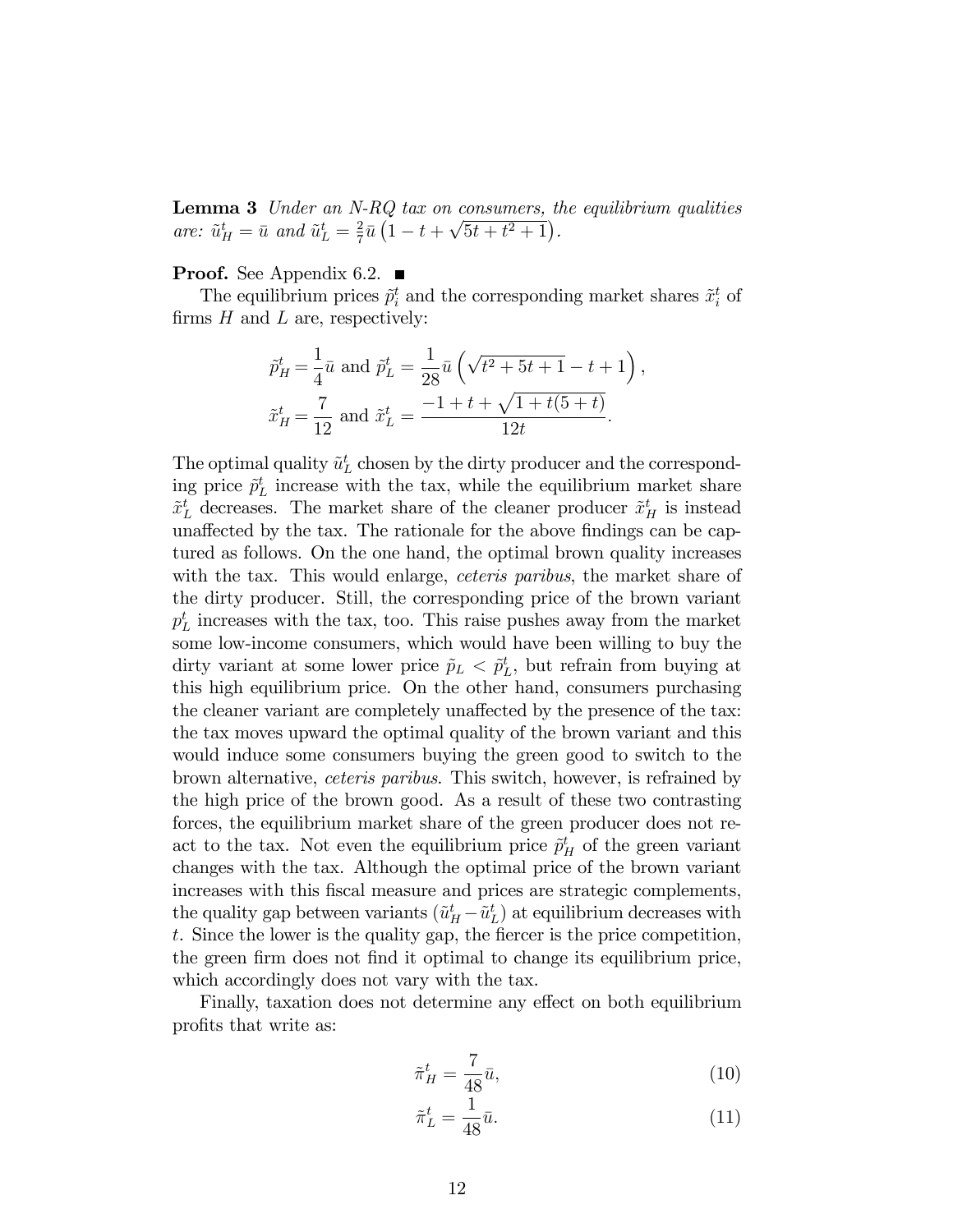**Lemma 3** *Under an N-RQ tax on consumers, the equilibrium qualities are:* $\tilde{u}_H^t = \bar{u}$ *and* $\tilde{u}_L^t = \frac{2}{7}\bar{u}\left(1 - t + \sqrt{5t + t^2 + 1}\right)$.

**Proof.** See Appendix 6.2. ■

The equilibrium prices $\tilde{p}_i^t$ and the corresponding market shares $\tilde{x}_i^t$ of firms $H$ and $L$ are, respectively:

$$\tilde{p}_H^t = \frac{1}{4}\bar{u} \text{ and } \tilde{p}_L^t = \frac{1}{28}\bar{u}\left(\sqrt{t^2 + 5t + 1} - t + 1\right),$$
$$\tilde{x}_H^t = \frac{7}{12} \text{ and } \tilde{x}_L^t = \frac{-1 + t + \sqrt{1 + t(5 + t)}}{12t}.$$

The optimal quality $\tilde{u}_L^t$ chosen by the dirty producer and the corresponding price $\tilde{p}_L^t$ increase with the tax, while the equilibrium market share $\tilde{x}_L^t$ decreases. The market share of the cleaner producer $\tilde{x}_H^t$ is instead unaffected by the tax. The rationale for the above findings can be captured as follows. On the one hand, the optimal brown quality increases with the tax. This would enlarge, *ceteris paribus*, the market share of the dirty producer. Still, the corresponding price of the brown variant $p_L^t$ increases with the tax, too. This raise pushes away from the market some low-income consumers, which would have been willing to buy the dirty variant at some lower price $\tilde{p}_L < \tilde{p}_L^t$, but refrain from buying at this high equilibrium price. On the other hand, consumers purchasing the cleaner variant are completely unaffected by the presence of the tax: the tax moves upward the optimal quality of the brown variant and this would induce some consumers buying the green good to switch to the brown alternative, *ceteris paribus*. This switch, however, is refrained by the high price of the brown good. As a result of these two contrasting forces, the equilibrium market share of the green producer does not react to the tax. Not even the equilibrium price $\tilde{p}_H^t$ of the green variant changes with the tax. Although the optimal price of the brown variant increases with this fiscal measure and prices are strategic complements, the quality gap between variants $(\tilde{u}_H^t - \tilde{u}_L^t)$ at equilibrium decreases with $t$. Since the lower is the quality gap, the fiercer is the price competition, the green firm does not find it optimal to change its equilibrium price, which accordingly does not vary with the tax.

Finally, taxation does not determine any effect on both equilibrium profits that write as:

$$\tilde{\pi}_H^t = \frac{7}{48}\bar{u}, \tag{10}$$

$$\tilde{\pi}_L^t = \frac{1}{48}\bar{u}. \tag{11}$$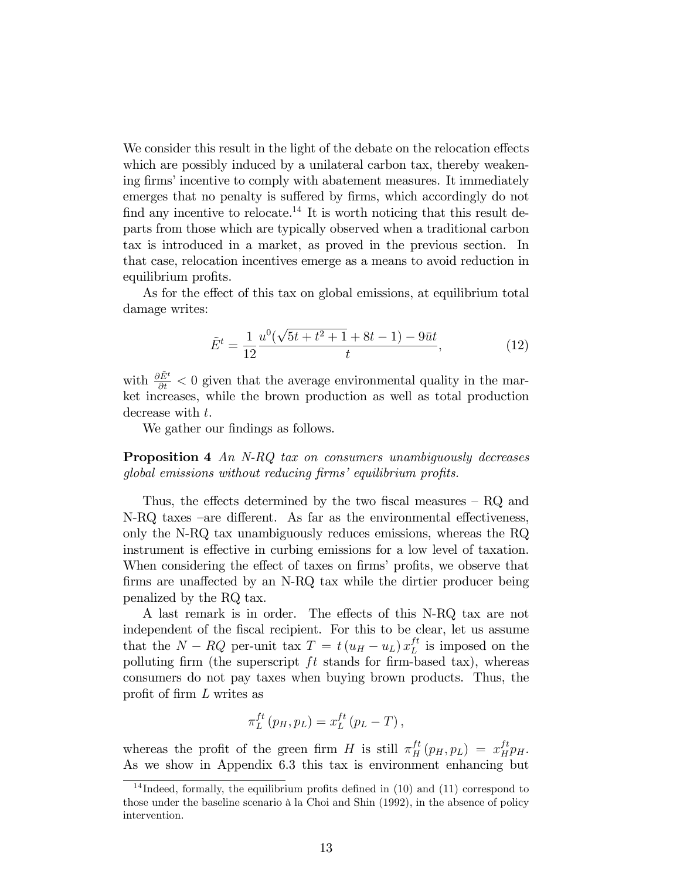We consider this result in the light of the debate on the relocation effects which are possibly induced by a unilateral carbon tax, thereby weakening firms' incentive to comply with abatement measures. It immediately emerges that no penalty is suffered by firms, which accordingly do not find any incentive to relocate.[14] It is worth noticing that this result departs from those which are typically observed when a traditional carbon tax is introduced in a market, as proved in the previous section. In that case, relocation incentives emerge as a means to avoid reduction in equilibrium profits.

As for the effect of this tax on global emissions, at equilibrium total damage writes:

$$\tilde{E}^t = \frac{1}{12}\frac{u^0(\sqrt{5t+t^2+1}+8t-1)-9\bar{u}t}{t}, \tag{12}$$

with $\frac{\partial \tilde{E}^t}{\partial t} < 0$ given that the average environmental quality in the market increases, while the brown production as well as total production decrease with $t$.

We gather our findings as follows.

**Proposition 4** *An N-RQ tax on consumers unambiguously decreases global emissions without reducing firms' equilibrium profits.*

Thus, the effects determined by the two fiscal measures – RQ and N-RQ taxes –are different. As far as the environmental effectiveness, only the N-RQ tax unambiguously reduces emissions, whereas the RQ instrument is effective in curbing emissions for a low level of taxation. When considering the effect of taxes on firms' profits, we observe that firms are unaffected by an N-RQ tax while the dirtier producer being penalized by the RQ tax.

A last remark is in order. The effects of this N-RQ tax are not independent of the fiscal recipient. For this to be clear, let us assume that the $N-RQ$ per-unit tax $T = t\,(u_H - u_L)\,x_L^{ft}$ is imposed on the polluting firm (the superscript $ft$ stands for firm-based tax), whereas consumers do not pay taxes when buying brown products. Thus, the profit of firm $L$ writes as

$$\pi_L^{ft}\,(p_H, p_L) = x_L^{ft}\,(p_L - T)\,,$$

whereas the profit of the green firm $H$ is still $\pi_H^{ft}\,(p_H, p_L) = x_H^{ft} p_H$. As we show in Appendix 6.3 this tax is environment enhancing but

[14] Indeed, formally, the equilibrium profits defined in (10) and (11) correspond to those under the baseline scenario à la Choi and Shin (1992), in the absence of policy intervention.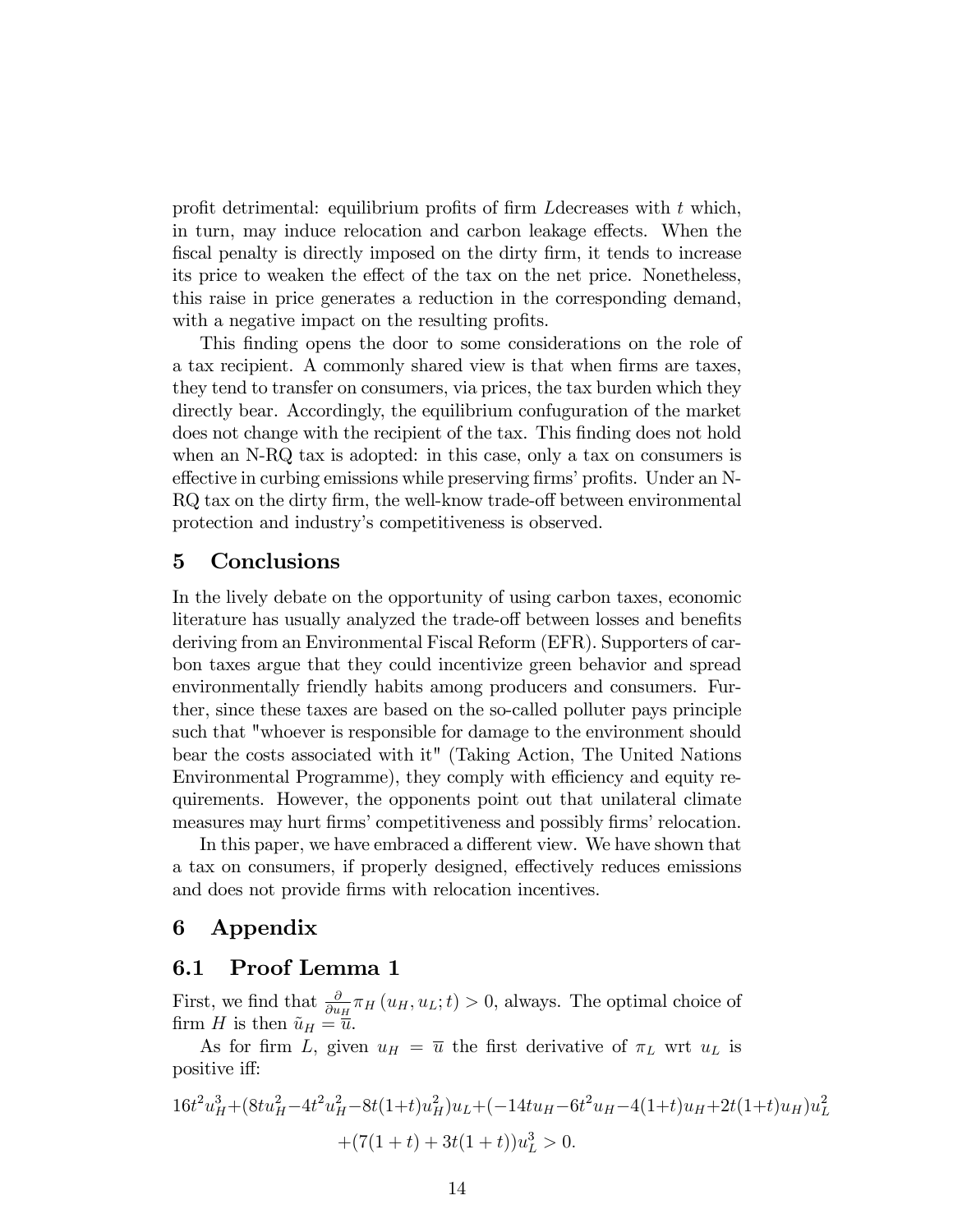profit detrimental: equilibrium profits of firm $L$decreases with $t$ which, in turn, may induce relocation and carbon leakage effects. When the fiscal penalty is directly imposed on the dirty firm, it tends to increase its price to weaken the effect of the tax on the net price. Nonetheless, this raise in price generates a reduction in the corresponding demand, with a negative impact on the resulting profits.

This finding opens the door to some considerations on the role of a tax recipient. A commonly shared view is that when firms are taxes, they tend to transfer on consumers, via prices, the tax burden which they directly bear. Accordingly, the equilibrium confuguration of the market does not change with the recipient of the tax. This finding does not hold when an N-RQ tax is adopted: in this case, only a tax on consumers is effective in curbing emissions while preserving firms' profits. Under an N-RQ tax on the dirty firm, the well-know trade-off between environmental protection and industry's competitiveness is observed.

## 5 Conclusions

In the lively debate on the opportunity of using carbon taxes, economic literature has usually analyzed the trade-off between losses and benefits deriving from an Environmental Fiscal Reform (EFR). Supporters of carbon taxes argue that they could incentivize green behavior and spread environmentally friendly habits among producers and consumers. Further, since these taxes are based on the so-called polluter pays principle such that "whoever is responsible for damage to the environment should bear the costs associated with it" (Taking Action, The United Nations Environmental Programme), they comply with efficiency and equity requirements. However, the opponents point out that unilateral climate measures may hurt firms' competitiveness and possibly firms' relocation.

In this paper, we have embraced a different view. We have shown that a tax on consumers, if properly designed, effectively reduces emissions and does not provide firms with relocation incentives.

## 6 Appendix

### 6.1 Proof Lemma 1

First, we find that $\frac{\partial}{\partial u_H}\pi_H(u_H, u_L; t) > 0$, always. The optimal choice of firm $H$ is then $\tilde{u}_H = \overline{u}$.

As for firm $L$, given $u_H = \overline{u}$ the first derivative of $\pi_L$ wrt $u_L$ is positive iff:

$$16t^2u_H^3 + (8tu_H^2 - 4t^2u_H^2 - 8t(1+t)u_H^2)u_L + (-14tu_H - 6t^2u_H - 4(1+t)u_H + 2t(1+t)u_H)u_L^2$$
$$+ (7(1+t) + 3t(1+t))u_L^3 > 0.$$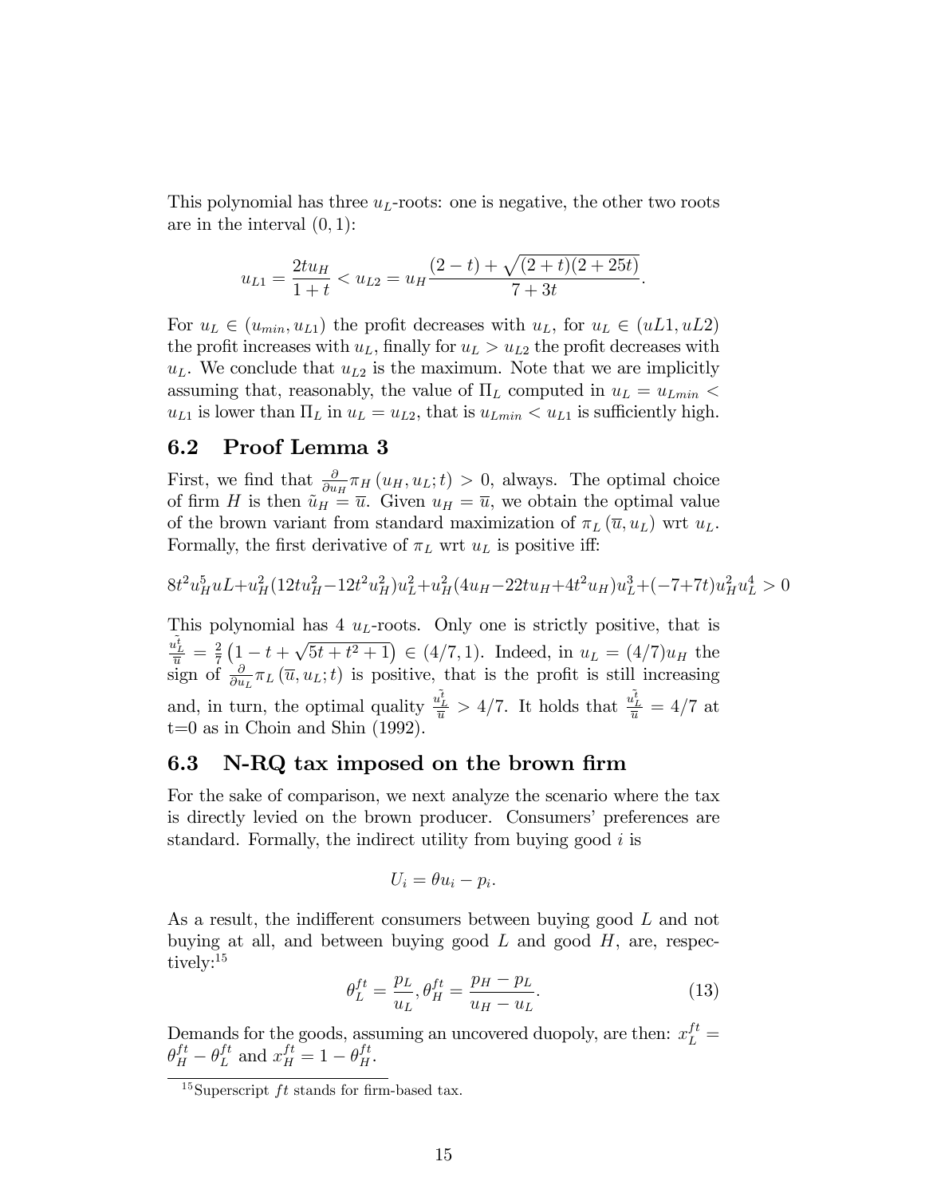This polynomial has three $u_L$-roots: one is negative, the other two roots are in the interval $(0, 1)$:

$$u_{L1} = \frac{2tu_H}{1+t} < u_{L2} = u_H \frac{(2-t) + \sqrt{(2+t)(2+25t)}}{7+3t}.$$

For $u_L \in (u_{min}, u_{L1})$ the profit decreases with $u_L$, for $u_L \in (uL1, uL2)$ the profit increases with $u_L$, finally for $u_L > u_{L2}$ the profit decreases with $u_L$. We conclude that $u_{L2}$ is the maximum. Note that we are implicitly assuming that, reasonably, the value of $\Pi_L$ computed in $u_L = u_{Lmin} < u_{L1}$ is lower than $\Pi_L$ in $u_L = u_{L2}$, that is $u_{Lmin} < u_{L1}$ is sufficiently high.

## 6.2 Proof Lemma 3

First, we find that $\frac{\partial}{\partial u_H} \pi_H (u_H, u_L; t) > 0$, always. The optimal choice of firm H is then $\tilde{u}_H = \overline{u}$. Given $u_H = \overline{u}$, we obtain the optimal value of the brown variant from standard maximization of $\pi_L (\overline{u}, u_L)$ wrt $u_L$. Formally, the first derivative of $\pi_L$ wrt $u_L$ is positive iff:

$$8t^2 u_H^5 uL + u_H^2 (12tu_H^2 - 12t^2 u_H^2) u_L^2 + u_H^2 (4u_H - 22tu_H + 4t^2 u_H) u_L^3 + (-7+7t) u_H^2 u_L^4 > 0$$

This polynomial has 4 $u_L$-roots. Only one is strictly positive, that is $\frac{\tilde{u_L^t}}{\overline{u}} = \frac{2}{7}\left(1 - t + \sqrt{5t + t^2 + 1}\right) \in (4/7, 1)$. Indeed, in $u_L = (4/7)u_H$ the sign of $\frac{\partial}{\partial u_L} \pi_L (\overline{u}, u_L; t)$ is positive, that is the profit is still increasing and, in turn, the optimal quality $\frac{\tilde{u_L^t}}{\overline{u}} > 4/7$. It holds that $\frac{\tilde{u_L^t}}{\overline{u}} = 4/7$ at t=0 as in Choin and Shin (1992).

## 6.3 N-RQ tax imposed on the brown firm

For the sake of comparison, we next analyze the scenario where the tax is directly levied on the brown producer. Consumers' preferences are standard. Formally, the indirect utility from buying good $i$ is

$$U_i = \theta u_i - p_i.$$

As a result, the indifferent consumers between buying good $L$ and not buying at all, and between buying good $L$ and good $H$, are, respectively:[15]

$$\theta_L^{ft} = \frac{p_L}{u_L}, \theta_H^{ft} = \frac{p_H - p_L}{u_H - u_L}. \tag{13}$$

Demands for the goods, assuming an uncovered duopoly, are then: $x_L^{ft} = \theta_H^{ft} - \theta_L^{ft}$ and $x_H^{ft} = 1 - \theta_H^{ft}$.

[15] Superscript $ft$ stands for firm-based tax.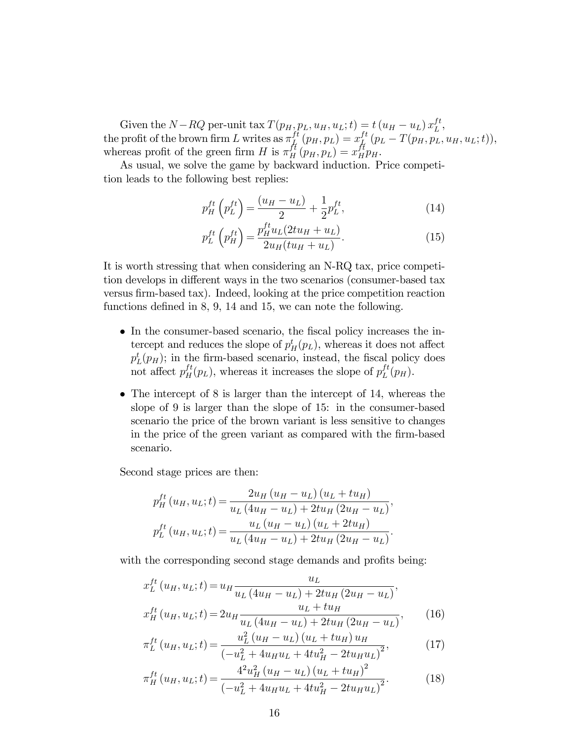Given the $N-RQ$ per-unit tax $T(p_H, p_L, u_H, u_L; t) = t\,(u_H - u_L)\, x_L^{ft}$, the profit of the brown firm $L$ writes as $\pi_L^{ft}(p_H, p_L) = x_L^{ft}(p_L - T(p_H, p_L, u_H, u_L; t))$, whereas profit of the green firm $H$ is $\pi_H^{ft}(p_H, p_L) = x_H^{ft} p_H$.

As usual, we solve the game by backward induction. Price competition leads to the following best replies:

$$p_H^{ft}\left(p_L^{ft}\right) = \frac{(u_H - u_L)}{2} + \frac{1}{2} p_L^{ft}, \tag{14}$$

$$p_L^{ft}\left(p_H^{ft}\right) = \frac{p_H^{ft} u_L (2tu_H + u_L)}{2u_H(tu_H + u_L)}. \tag{15}$$

It is worth stressing that when considering an N-RQ tax, price competition develops in different ways in the two scenarios (consumer-based tax versus firm-based tax). Indeed, looking at the price competition reaction functions defined in 8, 9, 14 and 15, we can note the following.

- In the consumer-based scenario, the fiscal policy increases the intercept and reduces the slope of $p_H^t(p_L)$, whereas it does not affect $p_L^t(p_H)$; in the firm-based scenario, instead, the fiscal policy does not affect $p_H^{ft}(p_L)$, whereas it increases the slope of $p_L^{ft}(p_H)$.
- The intercept of 8 is larger than the intercept of 14, whereas the slope of 9 is larger than the slope of 15: in the consumer-based scenario the price of the brown variant is less sensitive to changes in the price of the green variant as compared with the firm-based scenario.

Second stage prices are then:

$$p_H^{ft}(u_H, u_L; t) = \frac{2u_H(u_H - u_L)(u_L + tu_H)}{u_L(4u_H - u_L) + 2tu_H(2u_H - u_L)},$$

$$p_L^{ft}(u_H, u_L; t) = \frac{u_L(u_H - u_L)(u_L + 2tu_H)}{u_L(4u_H - u_L) + 2tu_H(2u_H - u_L)}.$$

with the corresponding second stage demands and profits being:

$$x_L^{ft}(u_H, u_L; t) = u_H \frac{u_L}{u_L(4u_H - u_L) + 2tu_H(2u_H - u_L)},$$

$$x_H^{ft}(u_H, u_L; t) = 2u_H \frac{u_L + tu_H}{u_L(4u_H - u_L) + 2tu_H(2u_H - u_L)}, \tag{16}$$

$$\pi_L^{ft}(u_H, u_L; t) = \frac{u_L^2(u_H - u_L)(u_L + tu_H)\, u_H}{\left(-u_L^2 + 4u_H u_L + 4tu_H^2 - 2tu_H u_L\right)^2}, \tag{17}$$

$$\pi_H^{ft}(u_H, u_L; t) = \frac{4^2 u_H^2 (u_H - u_L)(u_L + tu_H)^2}{\left(-u_L^2 + 4u_H u_L + 4tu_H^2 - 2tu_H u_L\right)^2}. \tag{18}$$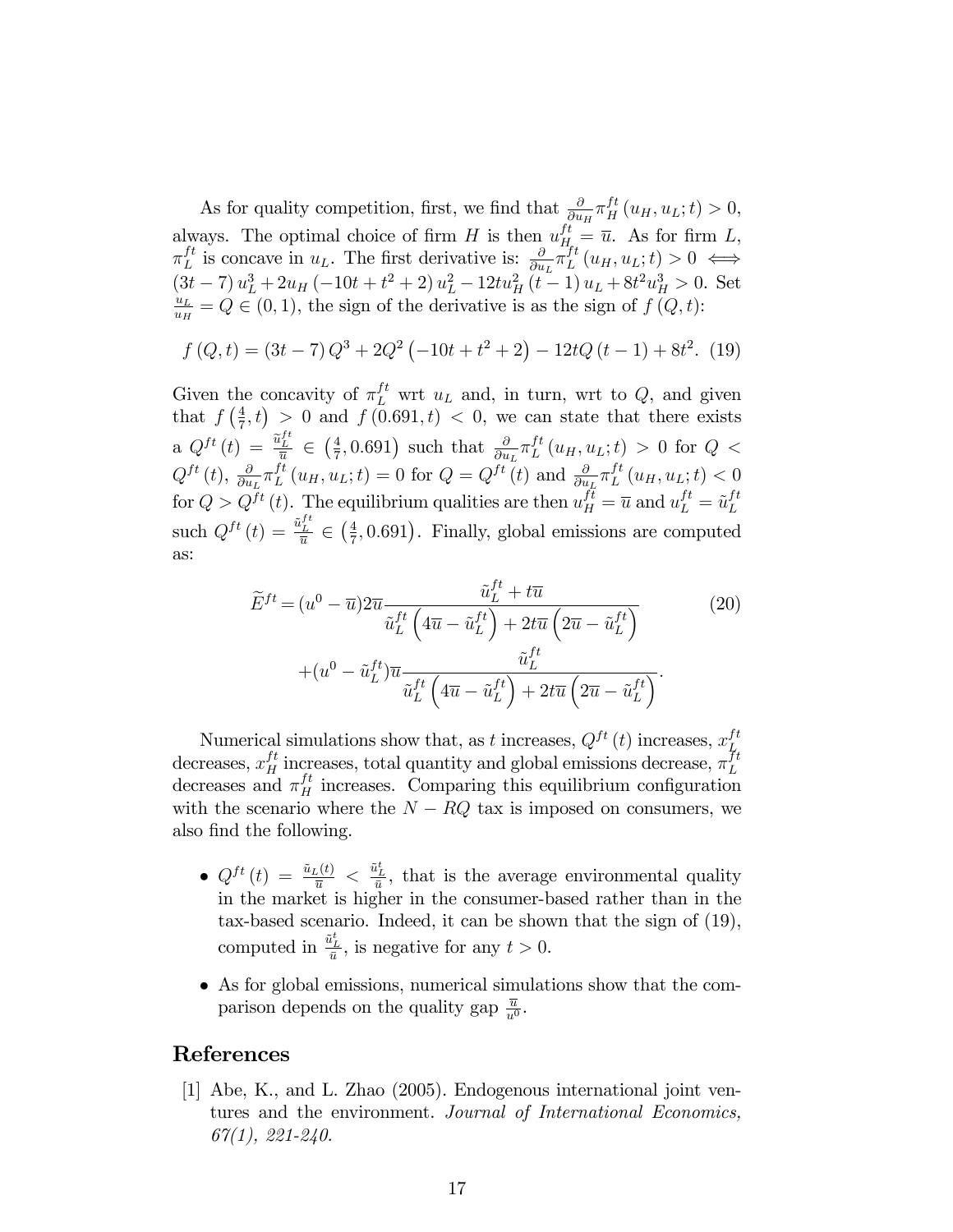As for quality competition, first, we find that $\frac{\partial}{\partial u_H}\pi_H^{ft}(u_H, u_L; t) > 0$, always. The optimal choice of firm $H$ is then $u_H^{ft} = \overline{u}$. As for firm $L$, $\pi_L^{ft}$ is concave in $u_L$. The first derivative is: $\frac{\partial}{\partial u_L}\pi_L^{ft}(u_H, u_L; t) > 0 \iff (3t-7)u_L^3 + 2u_H(-10t + t^2 + 2)u_L^2 - 12tu_H^2(t-1)u_L + 8t^2u_H^3 > 0$. Set $\frac{u_L}{u_H} = Q \in (0,1)$, the sign of the derivative is as the sign of $f(Q,t)$:

$$f(Q,t) = (3t-7)Q^3 + 2Q^2(-10t + t^2 + 2) - 12tQ(t-1) + 8t^2. \quad (19)$$

Given the concavity of $\pi_L^{ft}$ wrt $u_L$ and, in turn, wrt to $Q$, and given that $f\left(\frac{4}{7}, t\right) > 0$ and $f(0.691, t) < 0$, we can state that there exists a $Q^{ft}(t) = \frac{\tilde{u}_L^{ft}}{\overline{u}} \in \left(\frac{4}{7}, 0.691\right)$ such that $\frac{\partial}{\partial u_L}\pi_L^{ft}(u_H, u_L; t) > 0$ for $Q < Q^{ft}(t)$, $\frac{\partial}{\partial u_L}\pi_L^{ft}(u_H, u_L; t) = 0$ for $Q = Q^{ft}(t)$ and $\frac{\partial}{\partial u_L}\pi_L^{ft}(u_H, u_L; t) < 0$ for $Q > Q^{ft}(t)$. The equilibrium qualities are then $u_H^{ft} = \overline{u}$ and $u_L^{ft} = \tilde{u}_L^{ft}$ such $Q^{ft}(t) = \frac{\tilde{u}_L^{ft}}{\overline{u}} \in \left(\frac{4}{7}, 0.691\right)$. Finally, global emissions are computed as:

$$\begin{aligned} \widetilde{E}^{ft} = {} & (u^0 - \overline{u})2\overline{u}\frac{\tilde{u}_L^{ft} + t\overline{u}}{\tilde{u}_L^{ft}\left(4\overline{u} - \tilde{u}_L^{ft}\right) + 2t\overline{u}\left(2\overline{u} - \tilde{u}_L^{ft}\right)} \\ & + (u^0 - \tilde{u}_L^{ft})\overline{u}\frac{\tilde{u}_L^{ft}}{\tilde{u}_L^{ft}\left(4\overline{u} - \tilde{u}_L^{ft}\right) + 2t\overline{u}\left(2\overline{u} - \tilde{u}_L^{ft}\right)}. \end{aligned} \quad (20)$$

Numerical simulations show that, as $t$ increases, $Q^{ft}(t)$ increases, $x_L^{ft}$ decreases, $x_H^{ft}$ increases, total quantity and global emissions decrease, $\pi_L^{ft}$ decreases and $\pi_H^{ft}$ increases. Comparing this equilibrium configuration with the scenario where the $N-RQ$ tax is imposed on consumers, we also find the following.

- $Q^{ft}(t) = \frac{\tilde{u}_L(t)}{\overline{u}} < \frac{\tilde{u}_L^t}{\overline{u}}$, that is the average environmental quality in the market is higher in the consumer-based rather than in the tax-based scenario. Indeed, it can be shown that the sign of (19), computed in $\frac{\tilde{u}_L^t}{\overline{u}}$, is negative for any $t > 0$.
- As for global emissions, numerical simulations show that the comparison depends on the quality gap $\frac{\overline{u}}{u^0}$.

## References

[1] Abe, K., and L. Zhao (2005). Endogenous international joint ventures and the environment. *Journal of International Economics, 67(1), 221-240.*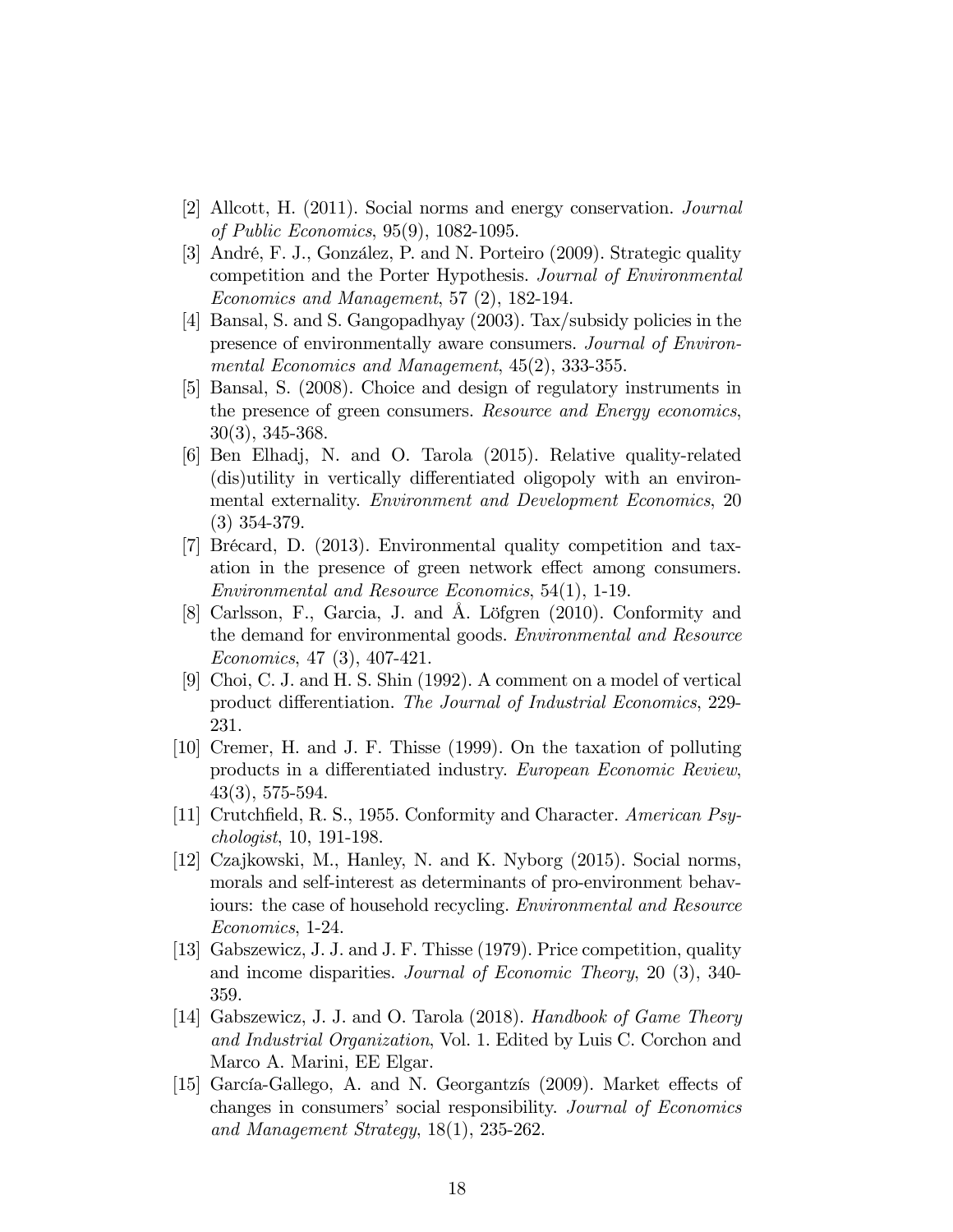[2] Allcott, H. (2011). Social norms and energy conservation. *Journal of Public Economics*, 95(9), 1082-1095.

[3] André, F. J., González, P. and N. Porteiro (2009). Strategic quality competition and the Porter Hypothesis. *Journal of Environmental Economics and Management*, 57 (2), 182-194.

[4] Bansal, S. and S. Gangopadhyay (2003). Tax/subsidy policies in the presence of environmentally aware consumers. *Journal of Environmental Economics and Management*, 45(2), 333-355.

[5] Bansal, S. (2008). Choice and design of regulatory instruments in the presence of green consumers. *Resource and Energy economics*, 30(3), 345-368.

[6] Ben Elhadj, N. and O. Tarola (2015). Relative quality-related (dis)utility in vertically differentiated oligopoly with an environmental externality. *Environment and Development Economics*, 20 (3) 354-379.

[7] Brécard, D. (2013). Environmental quality competition and taxation in the presence of green network effect among consumers. *Environmental and Resource Economics*, 54(1), 1-19.

[8] Carlsson, F., Garcia, J. and Å. Löfgren (2010). Conformity and the demand for environmental goods. *Environmental and Resource Economics*, 47 (3), 407-421.

[9] Choi, C. J. and H. S. Shin (1992). A comment on a model of vertical product differentiation. *The Journal of Industrial Economics*, 229-231.

[10] Cremer, H. and J. F. Thisse (1999). On the taxation of polluting products in a differentiated industry. *European Economic Review*, 43(3), 575-594.

[11] Crutchfield, R. S., 1955. Conformity and Character. *American Psychologist*, 10, 191-198.

[12] Czajkowski, M., Hanley, N. and K. Nyborg (2015). Social norms, morals and self-interest as determinants of pro-environment behaviours: the case of household recycling. *Environmental and Resource Economics*, 1-24.

[13] Gabszewicz, J. J. and J. F. Thisse (1979). Price competition, quality and income disparities. *Journal of Economic Theory*, 20 (3), 340-359.

[14] Gabszewicz, J. J. and O. Tarola (2018). *Handbook of Game Theory and Industrial Organization*, Vol. 1. Edited by Luis C. Corchon and Marco A. Marini, EE Elgar.

[15] García-Gallego, A. and N. Georgantzís (2009). Market effects of changes in consumers' social responsibility. *Journal of Economics and Management Strategy*, 18(1), 235-262.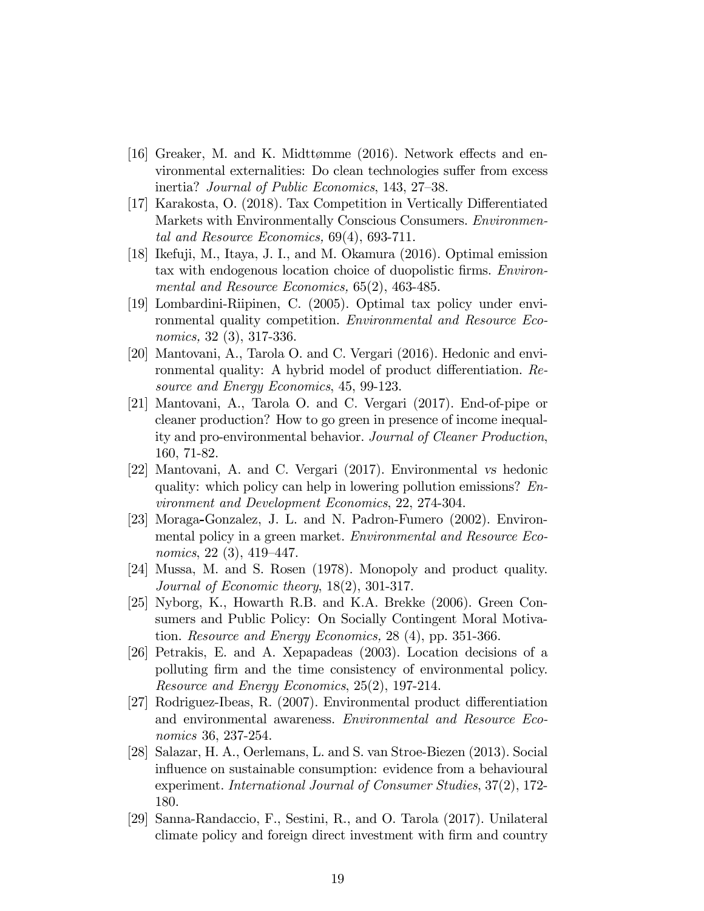[16] Greaker, M. and K. Midttømme (2016). Network effects and environmental externalities: Do clean technologies suffer from excess inertia? *Journal of Public Economics*, 143, 27–38.

[17] Karakosta, O. (2018). Tax Competition in Vertically Differentiated Markets with Environmentally Conscious Consumers. *Environmental and Resource Economics,* 69(4), 693-711.

[18] Ikefuji, M., Itaya, J. I., and M. Okamura (2016). Optimal emission tax with endogenous location choice of duopolistic firms. *Environmental and Resource Economics,* 65(2), 463-485.

[19] Lombardini-Riipinen, C. (2005). Optimal tax policy under environmental quality competition. *Environmental and Resource Economics,* 32 (3), 317-336.

[20] Mantovani, A., Tarola O. and C. Vergari (2016). Hedonic and environmental quality: A hybrid model of product differentiation. *Resource and Energy Economics*, 45, 99-123.

[21] Mantovani, A., Tarola O. and C. Vergari (2017). End-of-pipe or cleaner production? How to go green in presence of income inequality and pro-environmental behavior. *Journal of Cleaner Production*, 160, 71-82.

[22] Mantovani, A. and C. Vergari (2017). Environmental *vs* hedonic quality: which policy can help in lowering pollution emissions? *Environment and Development Economics*, 22, 274-304.

[23] Moraga-Gonzalez, J. L. and N. Padron-Fumero (2002). Environmental policy in a green market. *Environmental and Resource Economics*, 22 (3), 419–447.

[24] Mussa, M. and S. Rosen (1978). Monopoly and product quality. *Journal of Economic theory*, 18(2), 301-317.

[25] Nyborg, K., Howarth R.B. and K.A. Brekke (2006). Green Consumers and Public Policy: On Socially Contingent Moral Motivation. *Resource and Energy Economics,* 28 (4), pp. 351-366.

[26] Petrakis, E. and A. Xepapadeas (2003). Location decisions of a polluting firm and the time consistency of environmental policy. *Resource and Energy Economics*, 25(2), 197-214.

[27] Rodriguez-Ibeas, R. (2007). Environmental product differentiation and environmental awareness. *Environmental and Resource Economics* 36, 237-254.

[28] Salazar, H. A., Oerlemans, L. and S. van Stroe-Biezen (2013). Social influence on sustainable consumption: evidence from a behavioural experiment. *International Journal of Consumer Studies*, 37(2), 172-180.

[29] Sanna-Randaccio, F., Sestini, R., and O. Tarola (2017). Unilateral climate policy and foreign direct investment with firm and country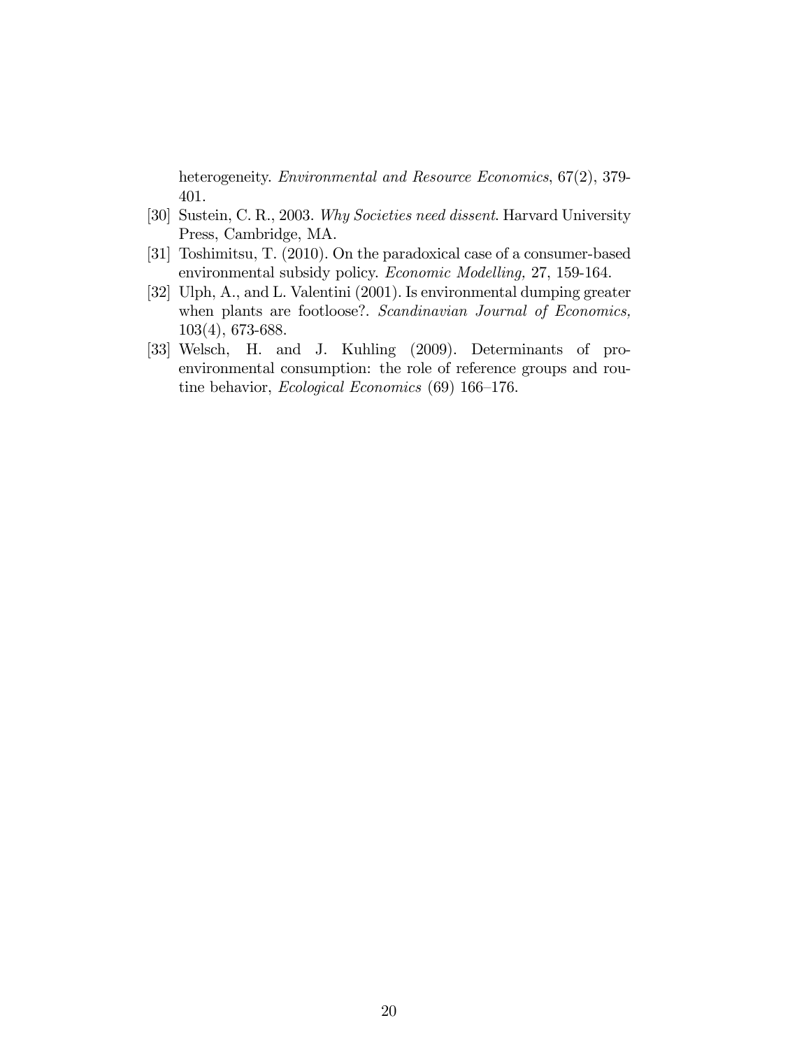heterogeneity. *Environmental and Resource Economics*, 67(2), 379-401.

[30] Sustein, C. R., 2003. *Why Societies need dissent*. Harvard University Press, Cambridge, MA.

[31] Toshimitsu, T. (2010). On the paradoxical case of a consumer-based environmental subsidy policy. *Economic Modelling,* 27, 159-164.

[32] Ulph, A., and L. Valentini (2001). Is environmental dumping greater when plants are footloose?. *Scandinavian Journal of Economics,* 103(4), 673-688.

[33] Welsch, H. and J. Kuhling (2009). Determinants of pro-environmental consumption: the role of reference groups and routine behavior, *Ecological Economics* (69) 166–176.